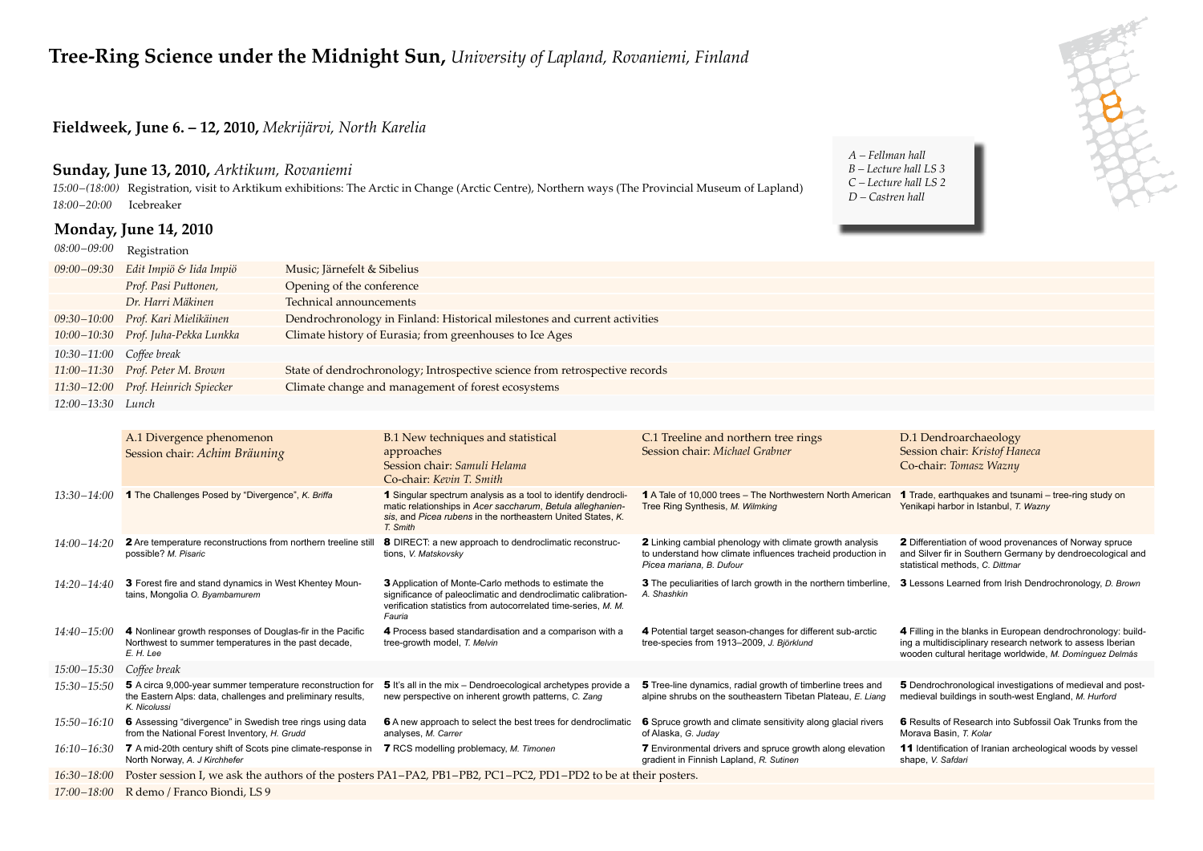# **Tree-Ring Science under the Midnight Sun,** *University of Lapland, Rovaniemi, Finland*

*A – Fellman hall*
*B – Lecture hall LS 3*
*C – Lecture hall LS 2*
*D – Castren hall*

## **Fieldweek, June 6. – 12, 2010,** *Mekrijärvi, North Karelia*

## **Sunday, June 13, 2010,** *Arktikum, Rovaniemi*

*15:00–(18:00)* Registration, visit to Arktikum exhibitions: The Arctic in Change (Arctic Centre), Northern ways (The Provincial Museum of Lapland)

*18:00–20:00* Icebreaker

## **Monday, June 14, 2010**

| Time | Speaker | Title |
|---|---|---|
| *08:00–09:00* | Registration | |
| *09:00–09:30* | *Edit Impiö & Iida Impiö* | Music; Järnefelt & Sibelius |
| | *Prof. Pasi Puttonen,* | Opening of the conference |
| | *Dr. Harri Mäkinen* | Technical announcements |
| *09:30–10:00* | *Prof. Kari Mielikäinen* | Dendrochronology in Finland: Historical milestones and current activities |
| *10:00–10:30* | *Prof. Juha-Pekka Lunkka* | Climate history of Eurasia; from greenhouses to Ice Ages |
| *10:30–11:00* | *Coffee break* | |
| *11:00–11:30* | *Prof. Peter M. Brown* | State of dendrochronology; Introspective science from retrospective records |
| *11:30–12:00* | *Prof. Heinrich Spiecker* | Climate change and management of forest ecosystems |
| *12:00–13:30* | *Lunch* | |

| Time | A.1 Divergence phenomenon<br>Session chair: *Achim Bräuning* | B.1 New techniques and statistical approaches<br>Session chair: *Samuli Helama*<br>Co-chair: *Kevin T. Smith* | C.1 Treeline and northern tree rings<br>Session chair: *Michael Grabner* | D.1 Dendroarchaeology<br>Session chair: *Kristof Haneca*<br>Co-chair: *Tomasz Wazny* |
|---|---|---|---|---|
| *13:30–14:00* | **1** The Challenges Posed by "Divergence", *K. Briffa* | **1** Singular spectrum analysis as a tool to identify dendroclimatic relationships in *Acer saccharum*, *Betula alleghaniensis*, and *Picea rubens* in the northeastern United States, *K. T. Smith* | **1** A Tale of 10,000 trees – The Northwestern North American Tree Ring Synthesis, *M. Wilmking* | **1** Trade, earthquakes and tsunami – tree-ring study on Yenikapi harbor in Istanbul, *T. Wazny* |
| *14:00–14:20* | **2** Are temperature reconstructions from northern treeline still possible? *M. Pisaric* | **8** DIRECT: a new approach to dendroclimatic reconstructions, *V. Matskovsky* | **2** Linking cambial phenology with climate growth analysis to understand how climate influences tracheid production in *Picea mariana*, *B. Dufour* | **2** Differentiation of wood provenances of Norway spruce and Silver fir in Southern Germany by dendroecological and statistical methods, *C. Dittmar* |
| *14:20–14:40* | **3** Forest fire and stand dynamics in West Khentey Mountains, Mongolia *O. Byambamurem* | **3** Application of Monte-Carlo methods to estimate the significance of paleoclimatic and dendroclimatic calibration-verification statistics from autocorrelated time-series, *M. M. Fauria* | **3** The peculiarities of larch growth in the northern timberline, *A. Shashkin* | **3** Lessons Learned from Irish Dendrochronology, *D. Brown* |
| *14:40–15:00* | **4** Nonlinear growth responses of Douglas-fir in the Pacific Northwest to summer temperatures in the past decade, *E. H. Lee* | **4** Process based standardisation and a comparison with a tree-growth model, *T. Melvin* | **4** Potential target season-changes for different sub-arctic tree-species from 1913–2009, *J. Björklund* | **4** Filling in the blanks in European dendrochronology: building a multidisciplinary research network to assess Iberian wooden cultural heritage worldwide, *M. Domínguez Delmás* |
| *15:00–15:30* | *Coffee break* | | | |
| *15:30–15:50* | **5** A circa 9,000-year summer temperature reconstruction for the Eastern Alps: data, challenges and preliminary results, *K. Nicolussi* | **5** It's all in the mix – Dendroecological archetypes provide a new perspective on inherent growth patterns, *C. Zang* | **5** Tree-line dynamics, radial growth of timberline trees and alpine shrubs on the southeastern Tibetan Plateau, *E. Liang* | **5** Dendrochronological investigations of medieval and post-medieval buildings in south-west England, *M. Hurford* |
| *15:50–16:10* | **6** Assessing "divergence" in Swedish tree rings using data from the National Forest Inventory, *H. Grudd* | **6** A new approach to select the best trees for dendroclimatic analyses, *M. Carrer* | **6** Spruce growth and climate sensitivity along glacial rivers of Alaska, *G. Juday* | **6** Results of Research into Subfossil Oak Trunks from the Morava Basin, *T. Kolar* |
| *16:10–16:30* | **7** A mid-20th century shift of Scots pine climate-response in North Norway, *A. J Kirchhefer* | **7** RCS modelling problemacy, *M. Timonen* | **7** Environmental drivers and spruce growth along elevation gradient in Finnish Lapland, *R. Sutinen* | **11** Identification of Iranian archeological woods by vessel shape, *V. Safdari* |
| *16:30–18:00* | Poster session I, we ask the authors of the posters PA1–PA2, PB1–PB2, PC1–PC2, PD1–PD2 to be at their posters. | | | |
| *17:00–18:00* | R demo / Franco Biondi, LS 9 | | | |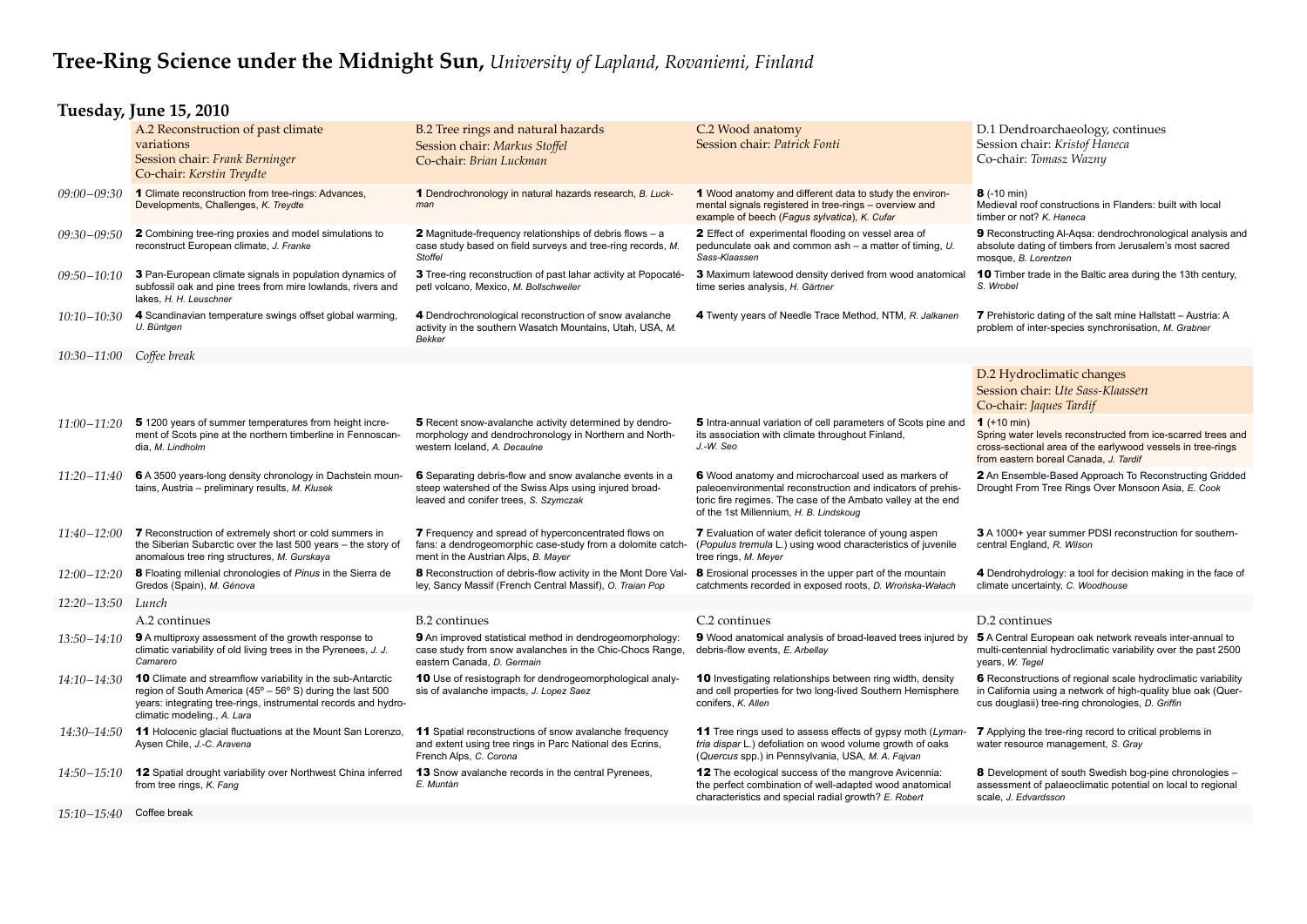# Tree-Ring Science under the Midnight Sun, *University of Lapland, Rovaniemi, Finland*

## Tuesday, June 15, 2010

| | A.2 Reconstruction of past climate variations<br>Session chair: *Frank Berninger*<br>Co-chair: *Kerstin Treydte* | B.2 Tree rings and natural hazards<br>Session chair: *Markus Stoffel*<br>Co-chair: *Brian Luckman* | C.2 Wood anatomy<br>Session chair: *Patrick Fonti* | D.1 Dendroarchaeology, continues<br>Session chair: *Kristof Haneca*<br>Co-chair: *Tomasz Wazny* |
|---|---|---|---|---|
| *09:00–09:30* | **1** Climate reconstruction from tree-rings: Advances, Developments, Challenges, *K. Treydte* | **1** Dendrochronology in natural hazards research, *B. Luckman* | **1** Wood anatomy and different data to study the environmental signals registered in tree-rings – overview and example of beech (*Fagus sylvatica*), *K. Cufar* | **8** (-10 min)<br>Medieval roof constructions in Flanders: built with local timber or not? *K. Haneca* |
| *09:30–09:50* | **2** Combining tree-ring proxies and model simulations to reconstruct European climate, *J. Franke* | **2** Magnitude-frequency relationships of debris flows – a case study based on field surveys and tree-ring records, *M. Stoffel* | **2** Effect of experimental flooding on vessel area of pedunculate oak and common ash – a matter of timing, *U. Sass-Klaassen* | **9** Reconstructing Al-Aqsa: dendrochronological analysis and absolute dating of timbers from Jerusalem's most sacred mosque, *B. Lorentzen* |
| *09:50–10:10* | **3** Pan-European climate signals in population dynamics of subfossil oak and pine trees from mire lowlands, rivers and lakes, *H. H. Leuschner* | **3** Tree-ring reconstruction of past lahar activity at Popocatépetl volcano, Mexico, *M. Bollschweiler* | **3** Maximum latewood density derived from wood anatomical time series analysis, *H. Gärtner* | **10** Timber trade in the Baltic area during the 13th century, *S. Wrobel* |
| *10:10–10:30* | **4** Scandinavian temperature swings offset global warming, *U. Büntgen* | **4** Dendrochronological reconstruction of snow avalanche activity in the southern Wasatch Mountains, Utah, USA, *M. Bekker* | **4** Twenty years of Needle Trace Method, NTM, *R. Jalkanen* | **7** Prehistoric dating of the salt mine Hallstatt – Austria: A problem of inter-species synchronisation, *M. Grabner* |
| *10:30–11:00* | *Coffee break* | | | |
| | | | | D.2 Hydroclimatic changes<br>Session chair: *Ute Sass-Klaassen*<br>Co-chair: *Jaques Tardif* |
| *11:00–11:20* | **5** 1200 years of summer temperatures from height increment of Scots pine at the northern timberline in Fennoscandia, *M. Lindholm* | **5** Recent snow-avalanche activity determined by dendromorphology and dendrochronology in Northern and Northwestern Iceland, *A. Decaulne* | **5** Intra-annual variation of cell parameters of Scots pine and its association with climate throughout Finland, *J.-W. Seo* | **1** (+10 min)<br>Spring water levels reconstructed from ice-scarred trees and cross-sectional area of the earlywood vessels in tree-rings from eastern boreal Canada, *J. Tardif* |
| *11:20–11:40* | **6** A 3500 years-long density chronology in Dachstein mountains, Austria – preliminary results, *M. Klusek* | **6** Separating debris-flow and snow avalanche events in a steep watershed of the Swiss Alps using injured broad-leaved and conifer trees, *S. Szymczak* | **6** Wood anatomy and microcharcoal used as markers of paleoenvironmental reconstruction and indicators of prehistoric fire regimes. The case of the Ambato valley at the end of the 1st Millennium, *H. B. Lindskoug* | **2** An Ensemble-Based Approach To Reconstructing Gridded Drought From Tree Rings Over Monsoon Asia, *E. Cook* |
| *11:40–12:00* | **7** Reconstruction of extremely short or cold summers in the Siberian Subarctic over the last 500 years – the story of anomalous tree ring structures, *M. Gurskaya* | **7** Frequency and spread of hyperconcentrated flows on fans: a dendrogeomorphic case-study from a dolomite catchment in the Austrian Alps, *B. Mayer* | **7** Evaluation of water deficit tolerance of young aspen (*Populus tremula* L.) using wood characteristics of juvenile tree rings, *M. Meyer* | **3** A 1000+ year summer PDSI reconstruction for southern-central England, *R. Wilson* |
| *12:00–12:20* | **8** Floating millenial chronologies of *Pinus* in the Sierra de Gredos (Spain), *M. Génova* | **8** Reconstruction of debris-flow activity in the Mont Dore Valley, Sancy Massif (French Central Massif), *O. Traian Pop* | **8** Erosional processes in the upper part of the mountain catchments recorded in exposed roots, *D. Wrońska-Wałach* | **4** Dendrohydrology: a tool for decision making in the face of climate uncertainty, *C. Woodhouse* |
| *12:20–13:50* | *Lunch* | | | |
| | A.2 continues | B.2 continues | C.2 continues | D.2 continues |
| *13:50–14:10* | **9** A multiproxy assessment of the growth response to climatic variability of old living trees in the Pyrenees, *J. J. Camarero* | **9** An improved statistical method in dendrogeomorphology: case study from snow avalanches in the Chic-Chocs Range, eastern Canada, *D. Germain* | **9** Wood anatomical analysis of broad-leaved trees injured by debris-flow events, *E. Arbellay* | **5** A Central European oak network reveals inter-annual to multi-centennial hydroclimatic variability over the past 2500 years, *W. Tegel* |
| *14:10–14:30* | **10** Climate and streamflow variability in the sub-Antarctic region of South America (45° – 56° S) during the last 500 years: integrating tree-rings, instrumental records and hydroclimatic modeling., *A. Lara* | **10** Use of resistograph for dendrogeomorphological analysis of avalanche impacts, *J. Lopez Saez* | **10** Investigating relationships between ring width, density and cell properties for two long-lived Southern Hemisphere conifers, *K. Allen* | **6** Reconstructions of regional scale hydroclimatic variability in California using a network of high-quality blue oak (*Quercus douglasii*) tree-ring chronologies, *D. Griffin* |
| *14:30–14:50* | **11** Holocenic glacial fluctuations at the Mount San Lorenzo, Aysen Chile, *J.-C. Aravena* | **11** Spatial reconstructions of snow avalanche frequency and extent using tree rings in Parc National des Ecrins, French Alps, *C. Corona* | **11** Tree rings used to assess effects of gypsy moth (*Lymantria dispar* L.) defoliation on wood volume growth of oaks (*Quercus* spp.) in Pennsylvania, USA, *M. A. Fajvan* | **7** Applying the tree-ring record to critical problems in water resource management, *S. Gray* |
| *14:50–15:10* | **12** Spatial drought variability over Northwest China inferred from tree rings, *K. Fang* | **13** Snow avalanche records in the central Pyrenees, *E. Muntán* | **12** The ecological success of the mangrove Avicennia: the perfect combination of well-adapted wood anatomical characteristics and special radial growth? *E. Robert* | **8** Development of south Swedish bog-pine chronologies – assessment of palaeoclimatic potential on local to regional scale, *J. Edvardsson* |
| *15:10–15:40* | Coffee break | | | |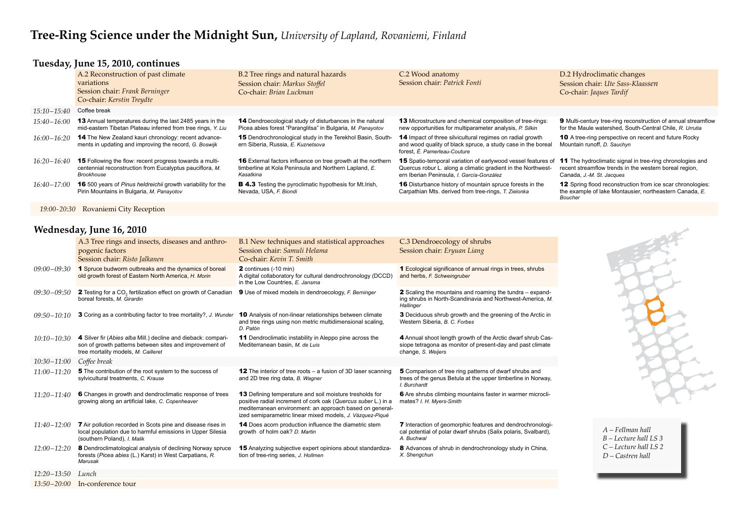# Tree-Ring Science under the Midnight Sun, *University of Lapland, Rovaniemi, Finland*

## Tuesday, June 15, 2010, continues

| | A.2 Reconstruction of past climate variations<br>Session chair: *Frank Berninger*<br>Co-chair: *Kerstin Treydte* | B.2 Tree rings and natural hazards<br>Session chair: *Markus Stoffel*<br>Co-chair: *Brian Luckman* | C.2 Wood anatomy<br>Session chair: *Patrick Fonti* | D.2 Hydroclimatic changes<br>Session chair: *Ute Sass-Klaassen*<br>Co-chair: *Jaques Tardif* |
|---|---|---|---|---|
| *15:10–15:40* | Coffee break | | | |
| *15:40–16:00* | **13** Annual temperatures during the last 2485 years in the mid-eastern Tibetan Plateau inferred from tree rings, *Y. Liu* | **14** Dendroecological study of disturbances in the natural Picea abies forest "Paranglitsa" in Bulgaria, *M. Panayotov* | **13** Microstructure and chemical composition of tree-rings: new opportunities for multiparameter analysis, *P. Silkin* | **9** Multi-century tree-ring reconstruction of annual streamflow for the Maule watershed, South-Central Chile, *R. Urrutia* |
| *16:00–16:20* | **14** The New Zealand kauri chronology: recent advancements in updating and improving the record, *G. Boswijk* | **15** Dendrochronological study in the Terekhol Basin, Southern Siberia, Russia, *E. Kuznetsova* | **14** Impact of three silvicultural regimes on radial growth and wood quality of black spruce, a study case in the boreal forest, *É. Pamerleau-Couture* | **10** A tree-ring perspective on recent and future Rocky Mountain runoff, *D. Sauchyn* |
| *16:20–16:40* | **15** Following the flow: recent progress towards a multi-centennial reconstruction from Eucalyptus pauciflora, *M. Brookhouse* | **16** External factors influence on tree growth at the northern timberline at Kola Peninsula and Northern Lapland, *E. Kasatkina* | **15** Spatio-temporal variation of earlywood vessel features of Quercus robur L. along a climatic gradient in the Northwestern Iberian Peninsula, *I. García-González* | **11** The hydroclimatic signal in tree-ring chronologies and recent streamflow trends in the western boreal region, Canada, *J.-M. St. Jacques* |
| *16:40–17:00* | **16** 500 years of *Pinus heldreichii* growth variability for the Pirin Mountains in Bulgaria, *M. Panayotov* | **B 4.3** Testing the pyroclimatic hypothesis for Mt.Irish, Nevada, USA, *F. Biondi* | **16** Disturbance history of mountain spruce forests in the Carpathian Mts. derived from tree-rings, *T. Zielonka* | **12** Spring flood reconstruction from ice scar chronologies: the example of lake Montausier, northeastern Canada, *E. Boucher* |
| *19:00-20:30* | Rovaniemi City Reception | | | |

## Wednesday, June 16, 2010

| | A.3 Tree rings and insects, diseases and anthropogenic factors<br>Session chair: *Risto Jalkanen* | B.1 New techniques and statistical approaches<br>Session chair: *Samuli Helama*<br>Co-chair: *Kevin T. Smith* | C.3 Dendroecology of shrubs<br>Session chair: *Eryuan Liang* |
|---|---|---|---|
| *09:00–09:30* | **1** Spruce budworm outbreaks and the dynamics of boreal old growth forest of Eastern North America, *H. Morin* | **2** continues (-10 min)<br>A digital collaboratory for cultural dendrochronology (DCCD) in the Low Countries, *E. Jansma* | **1** Ecological significance of annual rings in trees, shrubs and herbs, *F. Schweingruber* |
| *09:30–09:50* | **2** Testing for a $CO_2$ fertilization effect on growth of Canadian boreal forests, *M. Girardin* | **9** Use of mixed models in dendroecology, *F. Berninger* | **2** Scaling the mountains and roaming the tundra – expanding shrubs in North-Scandinavia and Northwest-America, *M. Hallinger* |
| *09:50–10:10* | **3** Coring as a contributing factor to tree mortality?, *J. Wunder* | **10** Analysis of non-linear relationships between climate and tree rings using non metric multidimensional scaling, *D. Patón* | **3** Deciduous shrub growth and the greening of the Arctic in Western Siberia, *B. C. Forbes* |
| *10:10–10:30* | **4** Silver fir (*Abies alba* Mill.) decline and dieback: comparison of growth patterns between sites and improvement of tree mortality models, *M. Cailleret* | **11** Dendroclimatic instability in Aleppo pine across the Mediterranean basin, *M. de Luis* | **4** Annual shoot length growth of the Arctic dwarf shrub Cassiope tetragona as monitor of present-day and past climate change, *S. Weijers* |
| *10:30–11:00* | *Coffee break* | | |
| *11:00–11:20* | **5** The contribution of the root system to the success of sylvicultural treatments, *C. Krause* | **12** The interior of tree roots – a fusion of 3D laser scanning and 2D tree ring data, *B. Wagner* | **5** Comparison of tree ring patterns of dwarf shrubs and trees of the genus Betula at the upper timberline in Norway, *I. Burchardt* |
| *11:20–11:40* | **6** Changes in growth and dendroclimatic response of trees growing along an artificial lake, *C. Copenheaver* | **13** Defining temperature and soil moisture tresholds for positive radial increment of cork oak (*Quercus suber* L.) in a mediterranean environment: an approach based on generalized semiparametric linear mixed models, *J. Vázquez-Piqué* | **6** Are shrubs climbing mountains faster in warmer microclimates? *I. H. Myers-Smith* |
| *11:40–12:00* | **7** Air pollution recorded in Scots pine and disease rises in local population due to harmful emissions in Upper Silesia (southern Poland), *I. Malik* | **14** Does acorn production influence the diametric stem growth of holm oak? *D. Martin* | **7** Interaction of geomorphic features and dendrochronological potential of polar dwarf shrubs (Salix polaris, Svalbard), *A. Buchwal* |
| *12:00–12:20* | **8** Dendroclimatological analysis of declining Norway spruce forests (*Picea abies* (L.) Karst) in West Carpatians, *R. Marusak* | **15** Analyzing subjective expert opinions about standardization of tree-ring series, *J. Hollmen* | **8** Advances of shrub in dendrochronology study in China, *X. Shengchun* |
| *12:20–13:50* | *Lunch* | | |
| *13:50–20:00* | In-conference tour | | |

*A – Fellman hall*
*B – Lecture hall LS 3*
*C – Lecture hall LS 2*
*D – Castren hall*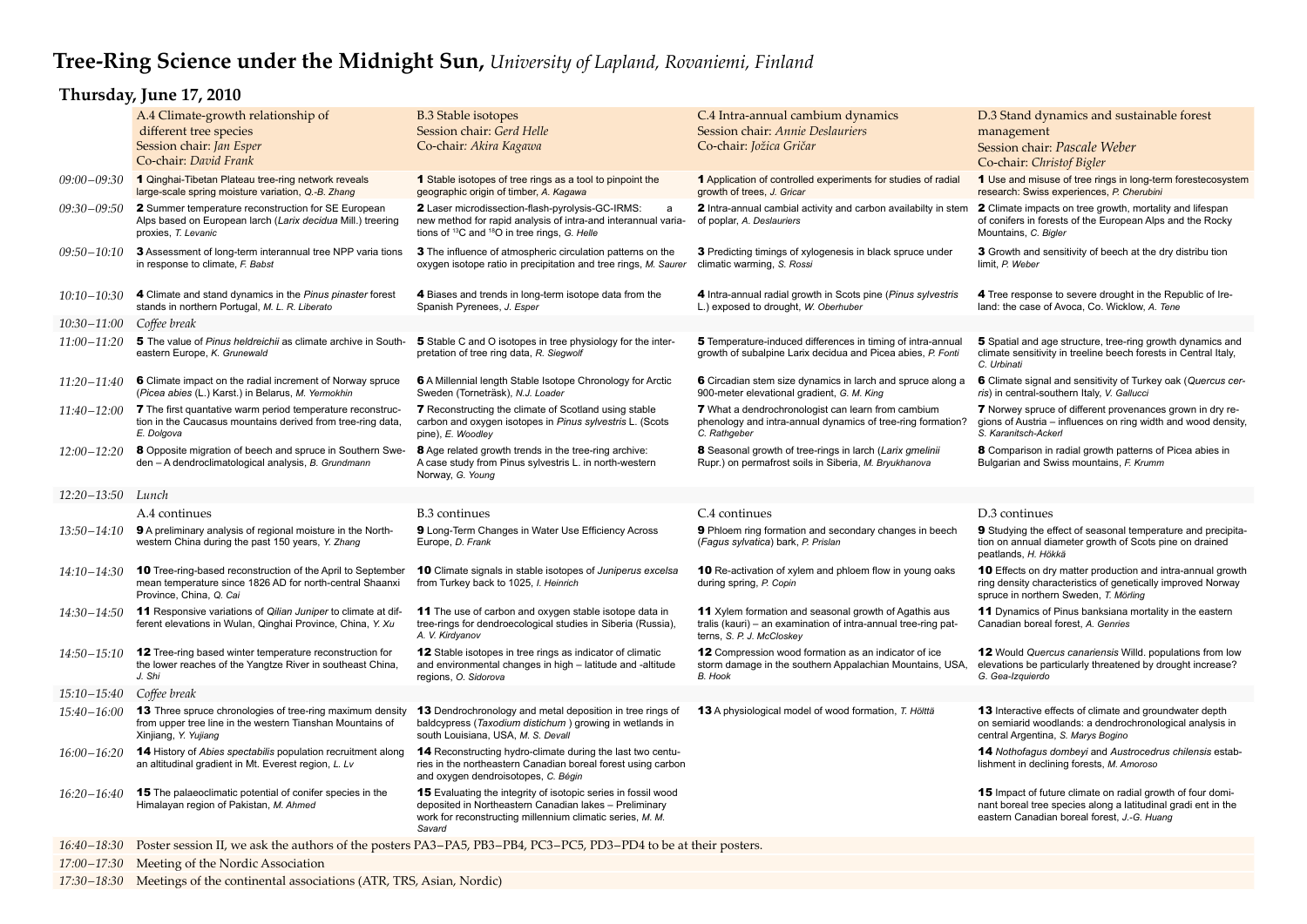# Tree-Ring Science under the Midnight Sun, *University of Lapland, Rovaniemi, Finland*

## Thursday, June 17, 2010

| | A.4 Climate-growth relationship of different tree species<br>Session chair: *Jan Esper*<br>Co-chair: *David Frank* | B.3 Stable isotopes<br>Session chair: *Gerd Helle*<br>Co-chair: *Akira Kagawa* | C.4 Intra-annual cambium dynamics<br>Session chair: *Annie Deslauriers*<br>Co-chair: *Jožica Gričar* | D.3 Stand dynamics and sustainable forest management<br>Session chair: *Pascale Weber*<br>Co-chair: *Christof Bigler* |
|---|---|---|---|---|
| *09:00–09:30* | **1** Qinghai-Tibetan Plateau tree-ring network reveals large-scale spring moisture variation, *Q.-B. Zhang* | **1** Stable isotopes of tree rings as a tool to pinpoint the geographic origin of timber, *A. Kagawa* | **1** Application of controlled experiments for studies of radial growth of trees, *J. Gricar* | **1** Use and misuse of tree rings in long-term forestecosystem research: Swiss experiences, *P. Cherubini* |
| *09:30–09:50* | **2** Summer temperature reconstruction for SE European Alps based on European larch (*Larix decidua* Mill.) treering proxies, *T. Levanic* | **2** Laser microdissection-flash-pyrolysis-GC-IRMS: a new method for rapid analysis of intra-and interannual variations of $^{13}$C and $^{18}$O in tree rings, *G. Helle* | **2** Intra-annual cambial activity and carbon availabilty in stem of poplar, *A. Deslauriers* | **2** Climate impacts on tree growth, mortality and lifespan of conifers in forests of the European Alps and the Rocky Mountains, *C. Bigler* |
| *09:50–10:10* | **3** Assessment of long-term interannual tree NPP varia tions in response to climate, *F. Babst* | **3** The influence of atmospheric circulation patterns on the oxygen isotope ratio in precipitation and tree rings, *M. Saurer* | **3** Predicting timings of xylogenesis in black spruce under climatic warming, *S. Rossi* | **3** Growth and sensitivity of beech at the dry distribu tion limit, *P. Weber* |
| *10:10–10:30* | **4** Climate and stand dynamics in the *Pinus pinaster* forest stands in northern Portugal, *M. L. R. Liberato* | **4** Biases and trends in long-term isotope data from the Spanish Pyrenees, *J. Esper* | **4** Intra-annual radial growth in Scots pine (*Pinus sylvestris* L.) exposed to drought, *W. Oberhuber* | **4** Tree response to severe drought in the Republic of Ireland: the case of Avoca, Co. Wicklow, *A. Tene* |
| *10:30–11:00* | *Coffee break* | | | |
| *11:00–11:20* | **5** The value of *Pinus heldreichii* as climate archive in Southeastern Europe, *K. Grunewald* | **5** Stable C and O isotopes in tree physiology for the interpretation of tree ring data, *R. Siegwolf* | **5** Temperature-induced differences in timing of intra-annual growth of subalpine Larix decidua and Picea abies, *P. Fonti* | **5** Spatial and age structure, tree-ring growth dynamics and climate sensitivity in treeline beech forests in Central Italy, *C. Urbinati* |
| *11:20–11:40* | **6** Climate impact on the radial increment of Norway spruce (*Picea abies* (L.) Karst.) in Belarus, *M. Yermokhin* | **6** A Millennial length Stable Isotope Chronology for Arctic Sweden (Torneträsk), *N.J. Loader* | **6** Circadian stem size dynamics in larch and spruce along a 900-meter elevational gradient, *G. M. King* | **6** Climate signal and sensitivity of Turkey oak (*Quercus cerris*) in central-southern Italy, *V. Gallucci* |
| *11:40–12:00* | **7** The first quantative warm period temperature reconstruction in the Caucasus mountains derived from tree-ring data, *E. Dolgova* | **7** Reconstructing the climate of Scotland using stable carbon and oxygen isotopes in *Pinus sylvestris* L. (Scots pine), *E. Woodley* | **7** What a dendrochronologist can learn from cambium phenology and intra-annual dynamics of tree-ring formation? *C. Rathgeber* | **7** Norwey spruce of different provenances grown in dry regions of Austria – influences on ring width and wood density, *S. Karanitsch-Ackerl* |
| *12:00–12:20* | **8** Opposite migration of beech and spruce in Southern Sweden – A dendroclimatological analysis, *B. Grundmann* | **8** Age related growth trends in the tree-ring archive: A case study from Pinus sylvestris L. in north-western Norway, *G. Young* | **8** Seasonal growth of tree-rings in larch (*Larix gmelinii* Rupr.) on permafrost soils in Siberia, *M. Bryukhanova* | **8** Comparison in radial growth patterns of Picea abies in Bulgarian and Swiss mountains, *F. Krumm* |
| *12:20–13:50* | *Lunch* | | | |
| | A.4 continues | B.3 continues | C.4 continues | D.3 continues |
| *13:50–14:10* | **9** A preliminary analysis of regional moisture in the Northwestern China during the past 150 years, *Y. Zhang* | **9** Long-Term Changes in Water Use Efficiency Across Europe, *D. Frank* | **9** Phloem ring formation and secondary changes in beech (*Fagus sylvatica*) bark, *P. Prislan* | **9** Studying the effect of seasonal temperature and precipitation on annual diameter growth of Scots pine on drained peatlands, *H. Hökkä* |
| *14:10–14:30* | **10** Tree-ring-based reconstruction of the April to September mean temperature since 1826 AD for north-central Shaanxi Province, China, *Q. Cai* | **10** Climate signals in stable isotopes of *Juniperus excelsa* from Turkey back to 1025, *I. Heinrich* | **10** Re-activation of xylem and phloem flow in young oaks during spring, *P. Copin* | **10** Effects on dry matter production and intra-annual growth ring density characteristics of genetically improved Norway spruce in northern Sweden, *T. Mörling* |
| *14:30–14:50* | **11** Responsive variations of *Qilian Juniper* to climate at different elevations in Wulan, Qinghai Province, China, *Y. Xu* | **11** The use of carbon and oxygen stable isotope data in tree-rings for dendroecological studies in Siberia (Russia), *A. V. Kirdyanov* | **11** Xylem formation and seasonal growth of Agathis aus tralis (kauri) – an examination of intra-annual tree-ring patterns, *S. P. J. McCloskey* | **11** Dynamics of Pinus banksiana mortality in the eastern Canadian boreal forest, *A. Genries* |
| *14:50–15:10* | **12** Tree-ring based winter temperature reconstruction for the lower reaches of the Yangtze River in southeast China, *J. Shi* | **12** Stable isotopes in tree rings as indicator of climatic and environmental changes in high – latitude and -altitude regions, *O. Sidorova* | **12** Compression wood formation as an indicator of ice storm damage in the southern Appalachian Mountains, USA, *B. Hook* | **12** Would *Quercus canariensis* Willd. populations from low elevations be particularly threatened by drought increase? *G. Gea-Izquierdo* |
| *15:10–15:40* | *Coffee break* | | | |
| *15:40–16:00* | **13** Three spruce chronologies of tree-ring maximum density from upper tree line in the western Tianshan Mountains of Xinjiang, *Y. Yujiang* | **13** Dendrochronology and metal deposition in tree rings of baldcypress (*Taxodium distichum* ) growing in wetlands in south Louisiana, USA, *M. S. Devall* | **13** A physiological model of wood formation, *T. Hölttä* | **13** Interactive effects of climate and groundwater depth on semiarid woodlands: a dendrochronological analysis in central Argentina, *S. Marys Bogino* |
| *16:00–16:20* | **14** History of *Abies spectabilis* population recruitment along an altitudinal gradient in Mt. Everest region, *L. Lv* | **14** Reconstructing hydro-climate during the last two centuries in the northeastern Canadian boreal forest using carbon and oxygen dendroisotopes, *C. Bégin* | | **14** *Nothofagus dombeyi* and *Austrocedrus chilensis* establishment in declining forests, *M. Amoroso* |
| *16:20–16:40* | **15** The palaeoclimatic potential of conifer species in the Himalayan region of Pakistan, *M. Ahmed* | **15** Evaluating the integrity of isotopic series in fossil wood deposited in Northeastern Canadian lakes – Preliminary work for reconstructing millennium climatic series, *M. M. Savard* | | **15** Impact of future climate on radial growth of four dominant boreal tree species along a latitudinal gradi ent in the eastern Canadian boreal forest, *J.-G. Huang* |
| *16:40–18:30* | Poster session II, we ask the authors of the posters PA3–PA5, PB3–PB4, PC3–PC5, PD3–PD4 to be at their posters. | | | |
| *17:00–17:30* | Meeting of the Nordic Association | | | |
| *17:30–18:30* | Meetings of the continental associations (ATR, TRS, Asian, Nordic) | | | |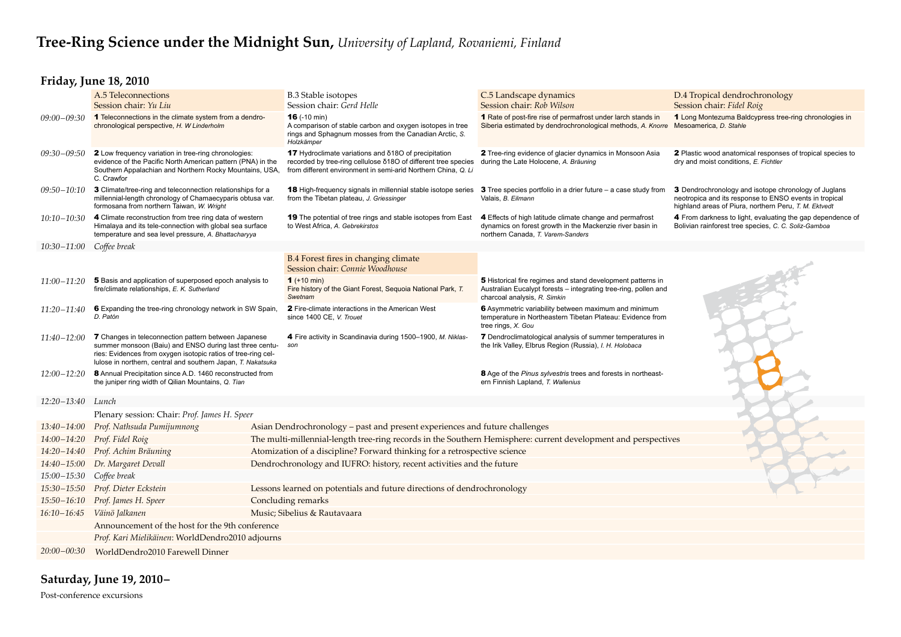# **Tree-Ring Science under the Midnight Sun,** *University of Lapland, Rovaniemi, Finland*

## Friday, June 18, 2010

| | A.5 Teleconnections<br>Session chair: *Yu Liu* | B.3 Stable isotopes<br>Session chair: *Gerd Helle* | C.5 Landscape dynamics<br>Session chair: *Rob Wilson* | D.4 Tropical dendrochronology<br>Session chair: *Fidel Roig* |
|---|---|---|---|---|
| *09:00–09:30* | **1** Teleconnections in the climate system from a dendrochronological perspective, *H. W Linderholm* | **16** (-10 min) A comparison of stable carbon and oxygen isotopes in tree rings and Sphagnum mosses from the Canadian Arctic, *S. Holzkämper* | **1** Rate of post-fire rise of permafrost under larch stands in Siberia estimated by dendrochronological methods, *A. Knorre* | **1** Long Montezuma Baldcypress tree-ring chronologies in Mesoamerica, *D. Stahle* |
| *09:30–09:50* | **2** Low frequency variation in tree-ring chronologies: evidence of the Pacific North American pattern (PNA) in the Southern Appalachian and Northern Rocky Mountains, USA, C. Crawfor | **17** Hydroclimate variations and δ18O of precipitation recorded by tree-ring cellulose δ18O of different tree species from different environment in semi-arid Northern China, *Q. Li* | **2** Tree-ring evidence of glacier dynamics in Monsoon Asia during the Late Holocene, *A. Bräuning* | **2** Plastic wood anatomical responses of tropical species to dry and moist conditions, *E. Fichtler* |
| *09:50–10:10* | **3** Climate/tree-ring and teleconnection relationships for a millennial-length chronology of Chamaecyparis obtusa var. formosana from northern Taiwan, *W. Wright* | **18** High-frequency signals in millennial stable isotope series from the Tibetan plateau, *J. Griessinger* | **3** Tree species portfolio in a drier future – a case study from Valais, *B. Eilmann* | **3** Dendrochronology and isotope chronology of Juglans neotropica and its response to ENSO events in tropical highland areas of Piura, northern Peru, *T. M. Ektvedt* |
| *10:10–10:30* | **4** Climate reconstruction from tree ring data of western Himalaya and its tele-connection with global sea surface temperature and sea level pressure, *A. Bhattacharyya* | **19** The potential of tree rings and stable isotopes from East to West Africa, *A. Gebrekirstos* | **4** Effects of high latitude climate change and permafrost dynamics on forest growth in the Mackenzie river basin in northern Canada, *T. Varem-Sanders* | **4** From darkness to light, evaluating the gap dependence of Bolivian rainforest tree species, *C. C. Soliz-Gamboa* |
| *10:30–11:00* | *Coffee break* | | | |
| | | B.4 Forest fires in changing climate<br>Session chair: *Connie Woodhouse* | | |
| *11:00–11:20* | **5** Basis and application of superposed epoch analysis to fire/climate relationships, *E. K. Sutherland* | **1** (+10 min) Fire history of the Giant Forest, Sequoia National Park, *T. Swetnam* | **5** Historical fire regimes and stand development patterns in Australian Eucalypt forests – integrating tree-ring, pollen and charcoal analysis, *R. Simkin* | |
| *11:20–11:40* | **6** Expanding the tree-ring chronology network in SW Spain, *D. Patón* | **2** Fire-climate interactions in the American West since 1400 CE, *V. Trouet* | **6** Asymmetric variability between maximum and minimum temperature in Northeastern Tibetan Plateau: Evidence from tree rings, *X. Gou* | |
| *11:40–12:00* | **7** Changes in teleconnection pattern between Japanese summer monsoon (Baiu) and ENSO during last three centuries: Evidences from oxygen isotopic ratios of tree-ring cellulose in northern, central and southern Japan, *T. Nakatsuka* | **4** Fire activity in Scandinavia during 1500–1900, *M. Niklasson* | **7** Dendroclimatological analysis of summer temperatures in the Irik Valley, Elbrus Region (Russia), *I. H. Holobaca* | |
| *12:00–12:20* | **8** Annual Precipitation since A.D. 1460 reconstructed from the juniper ring width of Qilian Mountains, *Q. Tian* | | **8** Age of the *Pinus sylvestris* trees and forests in northeastern Finnish Lapland, *T. Wallenius* | |
| *12:20–13:40* | *Lunch* | | | |

| | | |
|---|---|---|
| | Plenary session: Chair: *Prof. James H. Speer* | |
| *13:40–14:00* | *Prof. Nathsuda Pumijumnong* | Asian Dendrochronology – past and present experiences and future challenges |
| *14:00–14:20* | *Prof. Fidel Roig* | The multi-millennial-length tree-ring records in the Southern Hemisphere: current development and perspectives |
| *14:20–14:40* | *Prof. Achim Bräuning* | Atomization of a discipline? Forward thinking for a retrospective science |
| *14:40–15:00* | *Dr. Margaret Devall* | Dendrochronology and IUFRO: history, recent activities and the future |
| *15:00–15:30* | *Coffee break* | |
| *15:30–15:50* | *Prof. Dieter Eckstein* | Lessons learned on potentials and future directions of dendrochronology |
| *15:50–16:10* | *Prof. James H. Speer* | Concluding remarks |
| *16:10–16:45* | *Väinö Jalkanen* | Music; Sibelius & Rautavaara |
| | Announcement of the host for the 9th conference | |
| | *Prof. Kari Mielikäinen*: WorldDendro2010 adjourns | |
| *20:00–00:30* | WorldDendro2010 Farewell Dinner | |

## Saturday, June 19, 2010–

Post-conference excursions